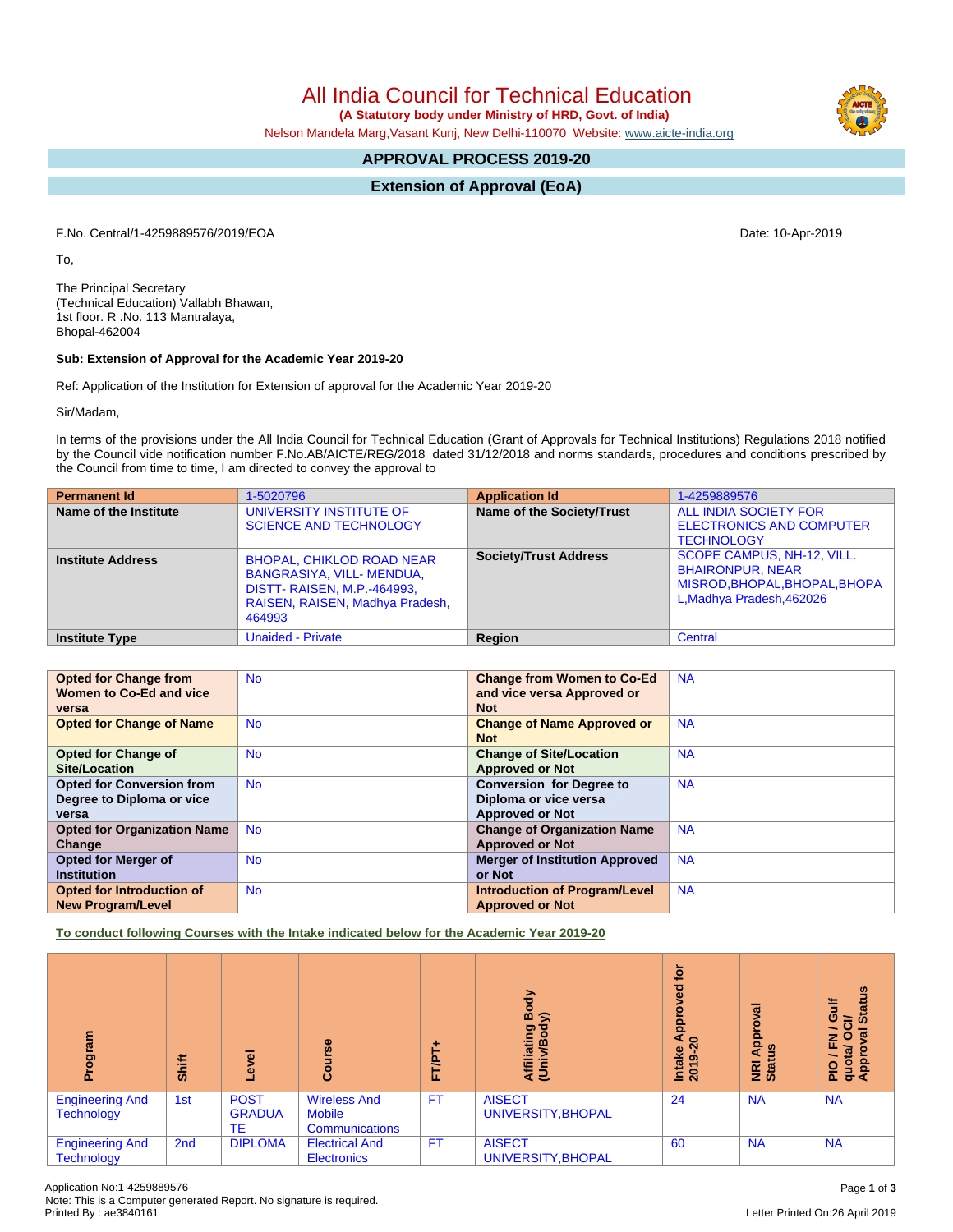# All India Council for Technical Education

**(A Statutory body under Ministry of HRD, Govt. of India)**

Nelson Mandela Marg,Vasant Kunj, New Delhi-110070 Website: www.aicte-india.org

## APPROVAL PROCESS 2019-20

## Extension of Approval (EoA)

F.No. Central/1-4259889576/2019/EOA

Date: 10-Apr-2019

To,

The Principal Secretary
(Technical Education) Vallabh Bhawan,
1st floor. R .No. 113 Mantralaya,
Bhopal-462004

**Sub: Extension of Approval for the Academic Year 2019-20**

Ref: Application of the Institution for Extension of approval for the Academic Year 2019-20

Sir/Madam,

In terms of the provisions under the All India Council for Technical Education (Grant of Approvals for Technical Institutions) Regulations 2018 notified by the Council vide notification number F.No.AB/AICTE/REG/2018 dated 31/12/2018 and norms standards, procedures and conditions prescribed by the Council from time to time, I am directed to convey the approval to

| **Permanent Id** | 1-5020796 | **Application Id** | 1-4259889576 |
|---|---|---|---|
| **Name of the Institute** | UNIVERSITY INSTITUTE OF SCIENCE AND TECHNOLOGY | **Name of the Society/Trust** | ALL INDIA SOCIETY FOR ELECTRONICS AND COMPUTER TECHNOLOGY |
| **Institute Address** | BHOPAL, CHIKLOD ROAD NEAR BANGRASIYA, VILL- MENDUA, DISTT- RAISEN, M.P.-464993, RAISEN, RAISEN, Madhya Pradesh, 464993 | **Society/Trust Address** | SCOPE CAMPUS, NH-12, VILL. BHAIRONPUR, NEAR MISROD,BHOPAL,BHOPAL,BHOPAL,Madhya Pradesh,462026 |
| **Institute Type** | Unaided - Private | **Region** | Central |

| **Opted for Change from Women to Co-Ed and vice versa** | No | **Change from Women to Co-Ed and vice versa Approved or Not** | NA |
|---|---|---|---|
| **Opted for Change of Name** | No | **Change of Name Approved or Not** | NA |
| **Opted for Change of Site/Location** | No | **Change of Site/Location Approved or Not** | NA |
| **Opted for Conversion from Degree to Diploma or vice versa** | No | **Conversion for Degree to Diploma or vice versa Approved or Not** | NA |
| **Opted for Organization Name Change** | No | **Change of Organization Name Approved or Not** | NA |
| **Opted for Merger of Institution** | No | **Merger of Institution Approved or Not** | NA |
| **Opted for Introduction of New Program/Level** | No | **Introduction of Program/Level Approved or Not** | NA |

**To conduct following Courses with the Intake indicated below for the Academic Year 2019-20**

| Program | Shift | Level | Course | FT/PT+ | Affiliating Body (Univ/Body) | Intake Approved for 2019-20 | NRI Approval Status | PIO / FN / Gulf quota/ OCI/ Approval Status |
|---|---|---|---|---|---|---|---|---|
| Engineering And Technology | 1st | POST GRADUATE | Wireless And Mobile Communications | FT | AISECT UNIVERSITY,BHOPAL | 24 | NA | NA |
| Engineering And Technology | 2nd | DIPLOMA | Electrical And Electronics | FT | AISECT UNIVERSITY,BHOPAL | 60 | NA | NA |

Application No:1-4259889576
Note: This is a Computer generated Report. No signature is required.
Printed By : ae3840161

Letter Printed On:26 April 2019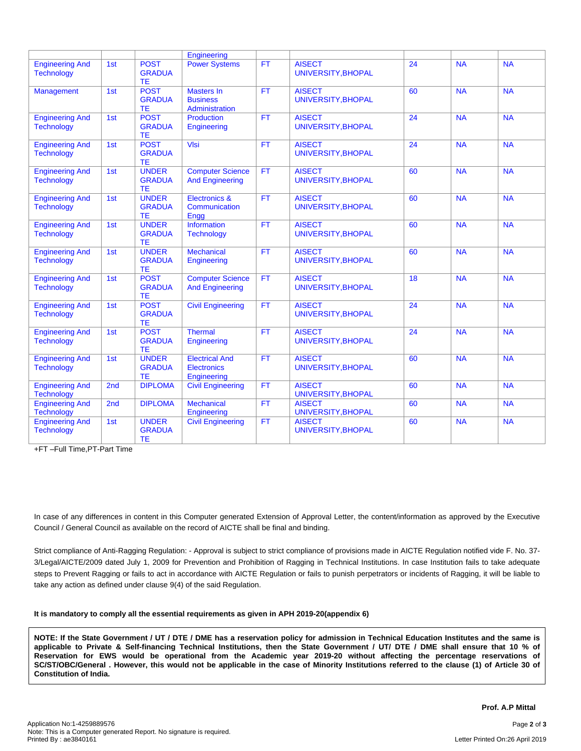| | | | Engineering | | | | | |
|---|---|---|---|---|---|---|---|---|
| Engineering And Technology | 1st | POST GRADUATE | Power Systems | FT | AISECT UNIVERSITY,BHOPAL | 24 | NA | NA |
| Management | 1st | POST GRADUATE | Masters In Business Administration | FT | AISECT UNIVERSITY,BHOPAL | 60 | NA | NA |
| Engineering And Technology | 1st | POST GRADUATE | Production Engineering | FT | AISECT UNIVERSITY,BHOPAL | 24 | NA | NA |
| Engineering And Technology | 1st | POST GRADUATE | Vlsi | FT | AISECT UNIVERSITY,BHOPAL | 24 | NA | NA |
| Engineering And Technology | 1st | UNDER GRADUATE | Computer Science And Engineering | FT | AISECT UNIVERSITY,BHOPAL | 60 | NA | NA |
| Engineering And Technology | 1st | UNDER GRADUATE | Electronics & Communication Engg | FT | AISECT UNIVERSITY,BHOPAL | 60 | NA | NA |
| Engineering And Technology | 1st | UNDER GRADUATE | Information Technology | FT | AISECT UNIVERSITY,BHOPAL | 60 | NA | NA |
| Engineering And Technology | 1st | UNDER GRADUATE | Mechanical Engineering | FT | AISECT UNIVERSITY,BHOPAL | 60 | NA | NA |
| Engineering And Technology | 1st | POST GRADUATE | Computer Science And Engineering | FT | AISECT UNIVERSITY,BHOPAL | 18 | NA | NA |
| Engineering And Technology | 1st | POST GRADUATE | Civil Engineering | FT | AISECT UNIVERSITY,BHOPAL | 24 | NA | NA |
| Engineering And Technology | 1st | POST GRADUATE | Thermal Engineering | FT | AISECT UNIVERSITY,BHOPAL | 24 | NA | NA |
| Engineering And Technology | 1st | UNDER GRADUATE | Electrical And Electronics Engineering | FT | AISECT UNIVERSITY,BHOPAL | 60 | NA | NA |
| Engineering And Technology | 2nd | DIPLOMA | Civil Engineering | FT | AISECT UNIVERSITY,BHOPAL | 60 | NA | NA |
| Engineering And Technology | 2nd | DIPLOMA | Mechanical Engineering | FT | AISECT UNIVERSITY,BHOPAL | 60 | NA | NA |
| Engineering And Technology | 1st | UNDER GRADUATE | Civil Engineering | FT | AISECT UNIVERSITY,BHOPAL | 60 | NA | NA |

+FT –Full Time,PT-Part Time

In case of any differences in content in this Computer generated Extension of Approval Letter, the content/information as approved by the Executive Council / General Council as available on the record of AICTE shall be final and binding.

Strict compliance of Anti-Ragging Regulation: - Approval is subject to strict compliance of provisions made in AICTE Regulation notified vide F. No. 37-3/Legal/AICTE/2009 dated July 1, 2009 for Prevention and Prohibition of Ragging in Technical Institutions. In case Institution fails to take adequate steps to Prevent Ragging or fails to act in accordance with AICTE Regulation or fails to punish perpetrators or incidents of Ragging, it will be liable to take any action as defined under clause 9(4) of the said Regulation.

**It is mandatory to comply all the essential requirements as given in APH 2019-20(appendix 6)**

**NOTE: If the State Government / UT / DTE / DME has a reservation policy for admission in Technical Education Institutes and the same is applicable to Private & Self-financing Technical Institutions, then the State Government / UT/ DTE / DME shall ensure that 10 % of Reservation for EWS would be operational from the Academic year 2019-20 without affecting the percentage reservations of SC/ST/OBC/General . However, this would not be applicable in the case of Minority Institutions referred to the clause (1) of Article 30 of Constitution of India.**

**Prof. A.P Mittal**

Application No:1-4259889576
Note: This is a Computer generated Report. No signature is required.
Printed By : ae3840161

Letter Printed On:26 April 2019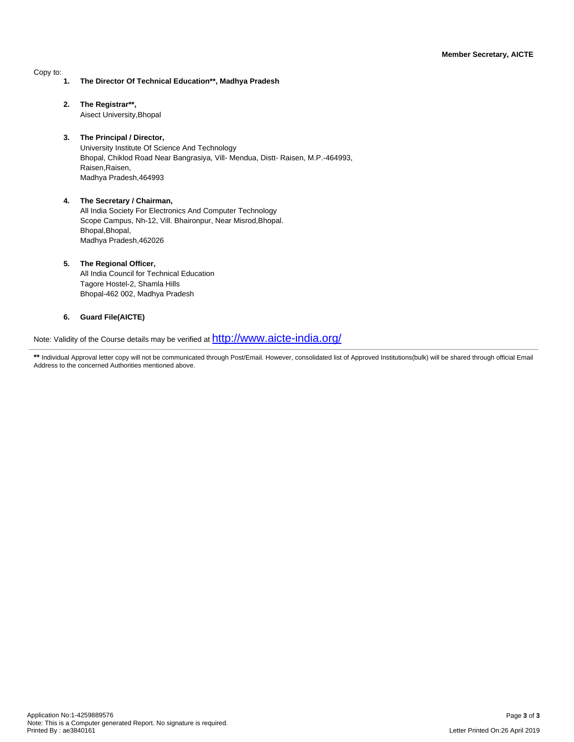**Member Secretary, AICTE**

Copy to:

1. **The Director Of Technical Education**, Madhya Pradesh**

2. **The Registrar**,**
   Aisect University,Bhopal

3. **The Principal / Director,**
   University Institute Of Science And Technology
   Bhopal, Chiklod Road Near Bangrasiya, Vill- Mendua, Distt- Raisen, M.P.-464993,
   Raisen,Raisen,
   Madhya Pradesh,464993

4. **The Secretary / Chairman,**
   All India Society For Electronics And Computer Technology
   Scope Campus, Nh-12, Vill. Bhaironpur, Near Misrod,Bhopal.
   Bhopal,Bhopal,
   Madhya Pradesh,462026

5. **The Regional Officer,**
   All India Council for Technical Education
   Tagore Hostel-2, Shamla Hills
   Bhopal-462 002, Madhya Pradesh

6. **Guard File(AICTE)**

Note: Validity of the Course details may be verified at http://www.aicte-india.org/

---

**** Individual Approval letter copy will not be communicated through Post/Email. However, consolidated list of Approved Institutions(bulk) will be shared through official Email Address to the concerned Authorities mentioned above.

Application No:1-4259889576
Note: This is a Computer generated Report. No signature is required.
Printed By : ae3840161

Letter Printed On:26 April 2019